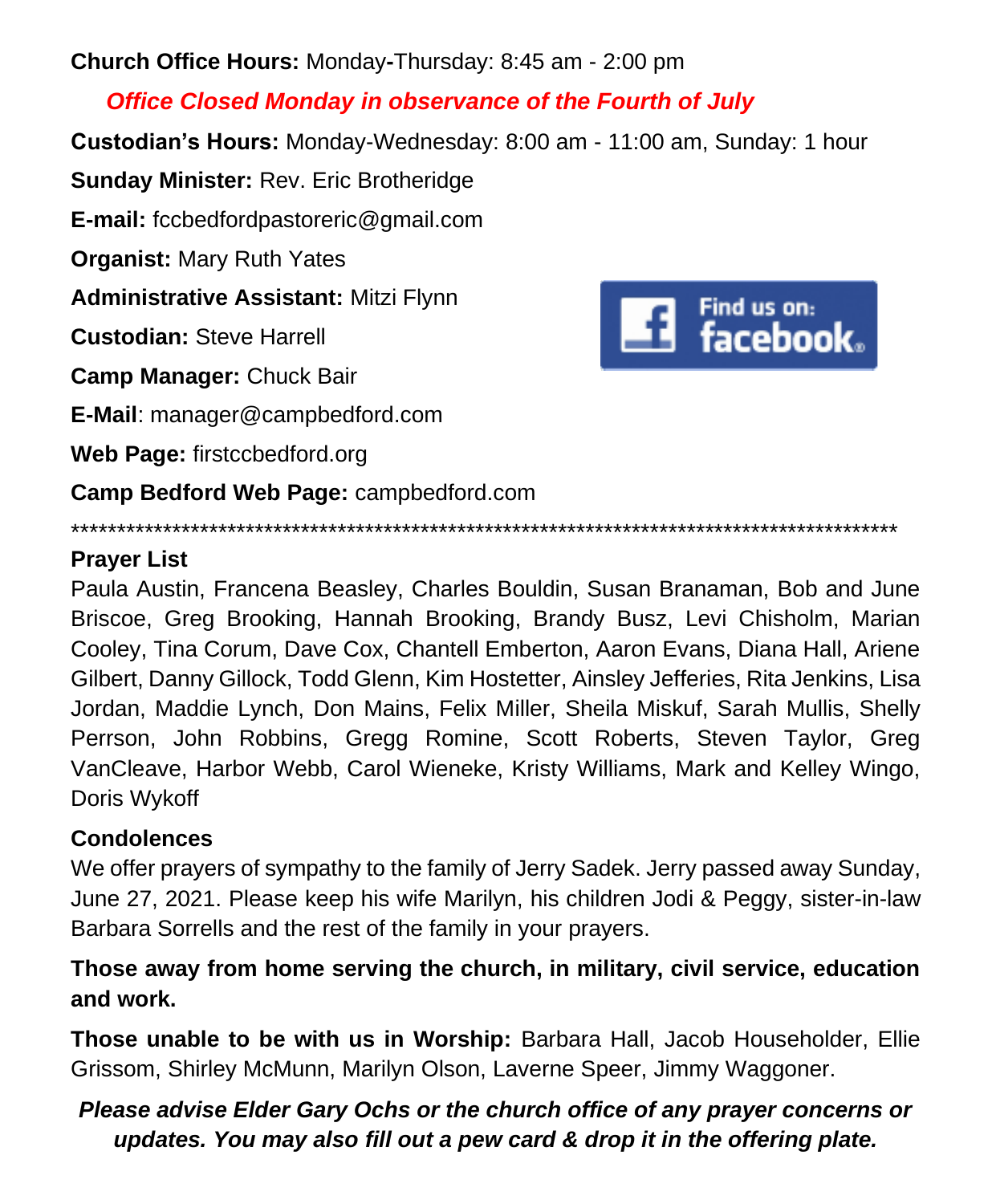**Church Office Hours:** Monday-Thursday: 8:45 am - 2:00 pm

***Office Closed Monday in observance of the Fourth of July***

**Custodian's Hours:** Monday-Wednesday: 8:00 am - 11:00 am, Sunday: 1 hour

**Sunday Minister:** Rev. Eric Brotheridge

**E-mail:** fccbedfordpastoreric@gmail.com

**Organist:** Mary Ruth Yates

**Administrative Assistant:** Mitzi Flynn

**Custodian:** Steve Harrell

**Camp Manager:** Chuck Bair

**E-Mail**: manager@campbedford.com

**Web Page:** firstccbedford.org

**Camp Bedford Web Page:** campbedford.com

Find us on: facebook

*********************************************************************************************

**Prayer List**

Paula Austin, Francena Beasley, Charles Bouldin, Susan Branaman, Bob and June Briscoe, Greg Brooking, Hannah Brooking, Brandy Busz, Levi Chisholm, Marian Cooley, Tina Corum, Dave Cox, Chantell Emberton, Aaron Evans, Diana Hall, Ariene Gilbert, Danny Gillock, Todd Glenn, Kim Hostetter, Ainsley Jefferies, Rita Jenkins, Lisa Jordan, Maddie Lynch, Don Mains, Felix Miller, Sheila Miskuf, Sarah Mullis, Shelly Perrson, John Robbins, Gregg Romine, Scott Roberts, Steven Taylor, Greg VanCleave, Harbor Webb, Carol Wieneke, Kristy Williams, Mark and Kelley Wingo, Doris Wykoff

**Condolences**

We offer prayers of sympathy to the family of Jerry Sadek. Jerry passed away Sunday, June 27, 2021. Please keep his wife Marilyn, his children Jodi & Peggy, sister-in-law Barbara Sorrells and the rest of the family in your prayers.

**Those away from home serving the church, in military, civil service, education and work.**

**Those unable to be with us in Worship:** Barbara Hall, Jacob Householder, Ellie Grissom, Shirley McMunn, Marilyn Olson, Laverne Speer, Jimmy Waggoner.

***Please advise Elder Gary Ochs or the church office of any prayer concerns or updates. You may also fill out a pew card & drop it in the offering plate.***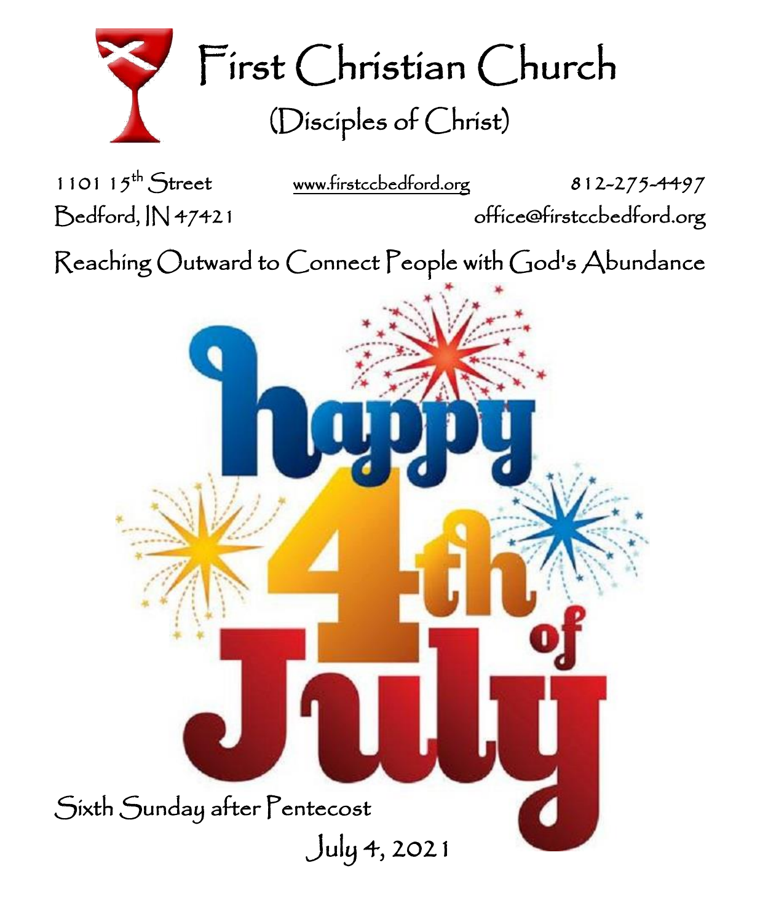# First Christian Church

## (Disciples of Christ)

1101 15th Street
Bedford, IN 47421

www.firstccbedford.org

812-275-4497
office@firstccbedford.org

Reaching Outward to Connect People with God's Abundance

happy 4th of July

Sixth Sunday after Pentecost

July 4, 2021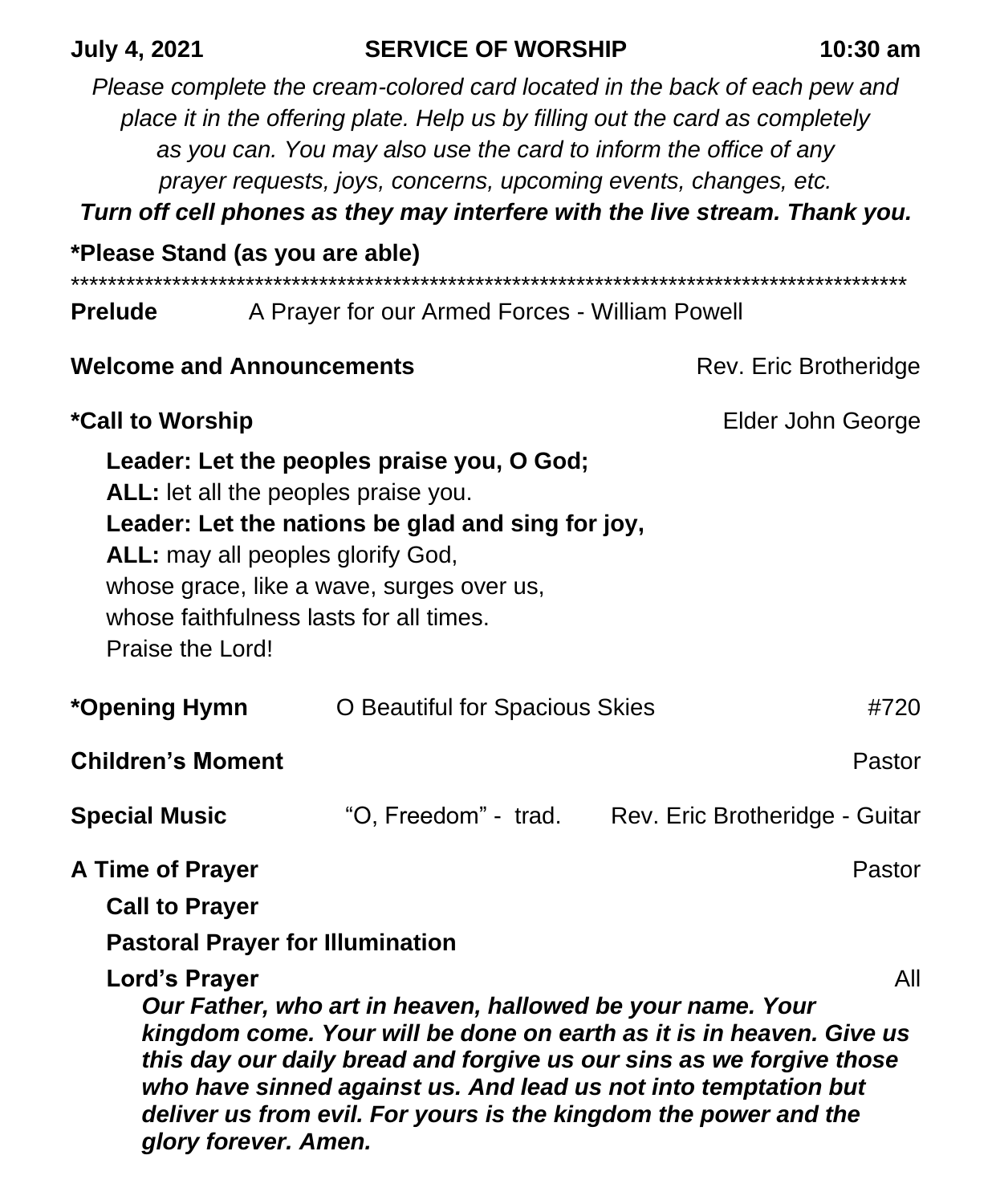**July 4, 2021 SERVICE OF WORSHIP 10:30 am**

*Please complete the cream-colored card located in the back of each pew and place it in the offering plate. Help us by filling out the card as completely as you can. You may also use the card to inform the office of any prayer requests, joys, concerns, upcoming events, changes, etc.*

***Turn off cell phones as they may interfere with the live stream. Thank you.***

**\*Please Stand (as you are able)**

\*\*\*\*\*\*\*\*\*\*\*\*\*\*\*\*\*\*\*\*\*\*\*\*\*\*\*\*\*\*\*\*\*\*\*\*\*\*\*\*\*\*\*\*\*\*\*\*\*\*\*\*\*\*\*\*\*\*\*\*\*\*\*\*\*\*\*\*\*\*\*\*\*\*\*\*\*\*\*\*\*\*\*\*\*\*\*\*\*\*\*\*\*

**Prelude** A Prayer for our Armed Forces - William Powell

**Welcome and Announcements** Rev. Eric Brotheridge

**\*Call to Worship** Elder John George

**Leader: Let the peoples praise you, O God;**
**ALL:** let all the peoples praise you.
**Leader: Let the nations be glad and sing for joy,**
**ALL:** may all peoples glorify God,
whose grace, like a wave, surges over us,
whose faithfulness lasts for all times.
Praise the Lord!

**\*Opening Hymn** O Beautiful for Spacious Skies #720

**Children's Moment** Pastor

**Special Music** "O, Freedom" - trad. Rev. Eric Brotheridge - Guitar

**A Time of Prayer** Pastor

**Call to Prayer**

**Pastoral Prayer for Illumination**

**Lord's Prayer** All

***Our Father, who art in heaven, hallowed be your name. Your kingdom come. Your will be done on earth as it is in heaven. Give us this day our daily bread and forgive us our sins as we forgive those who have sinned against us. And lead us not into temptation but deliver us from evil. For yours is the kingdom the power and the glory forever. Amen.***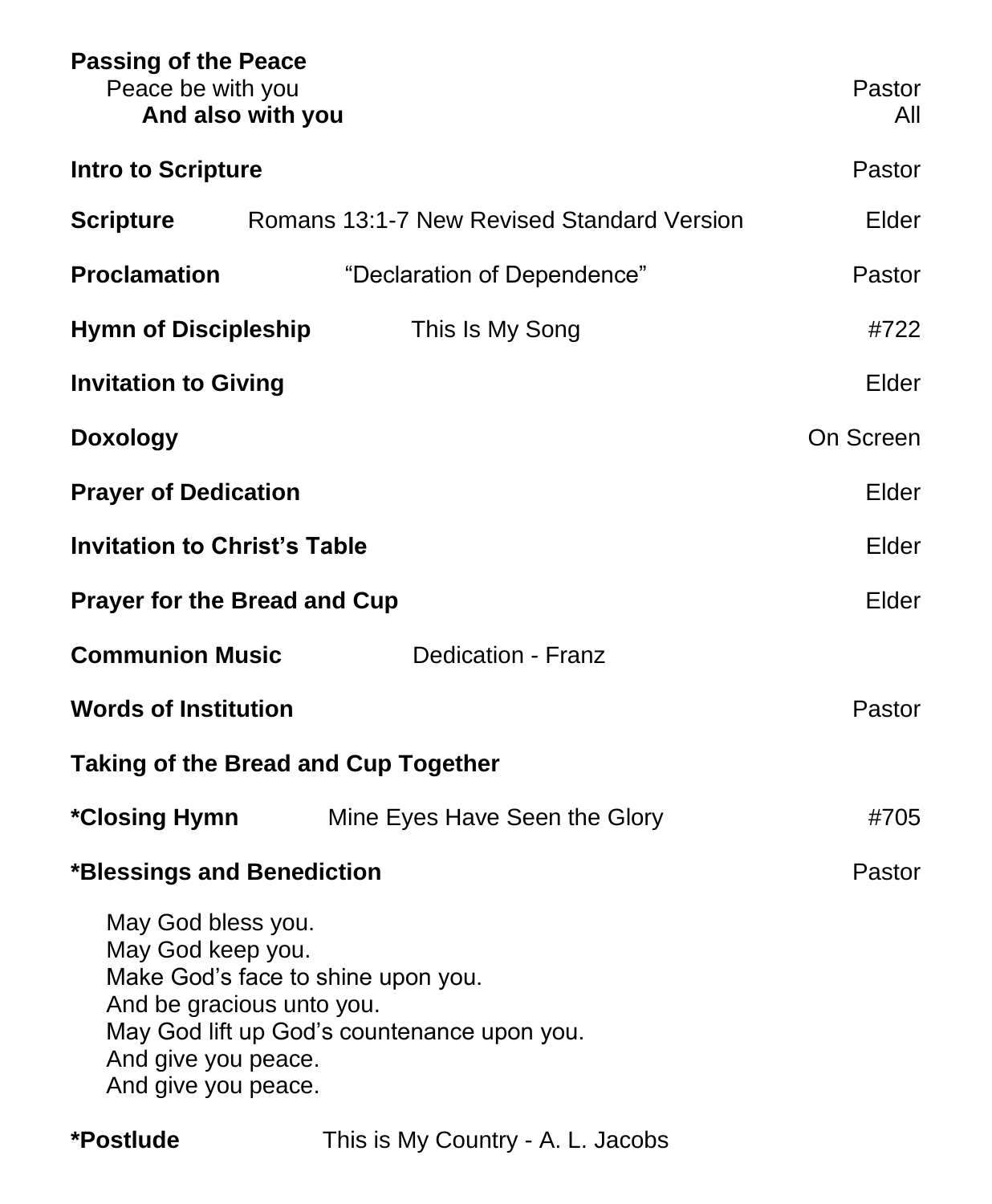**Passing of the Peace**

Peace be with you — Pastor

**And also with you** — All

**Intro to Scripture** — Pastor

**Scripture** — Romans 13:1-7 New Revised Standard Version — Elder

**Proclamation** — "Declaration of Dependence" — Pastor

**Hymn of Discipleship** — This Is My Song — #722

**Invitation to Giving** — Elder

**Doxology** — On Screen

**Prayer of Dedication** — Elder

**Invitation to Christ's Table** — Elder

**Prayer for the Bread and Cup** — Elder

**Communion Music** — Dedication - Franz

**Words of Institution** — Pastor

**Taking of the Bread and Cup Together**

***Closing Hymn** — Mine Eyes Have Seen the Glory — #705

***Blessings and Benediction** — Pastor

May God bless you.
May God keep you.
Make God's face to shine upon you.
And be gracious unto you.
May God lift up God's countenance upon you.
And give you peace.
And give you peace.

***Postlude** — This is My Country - A. L. Jacobs